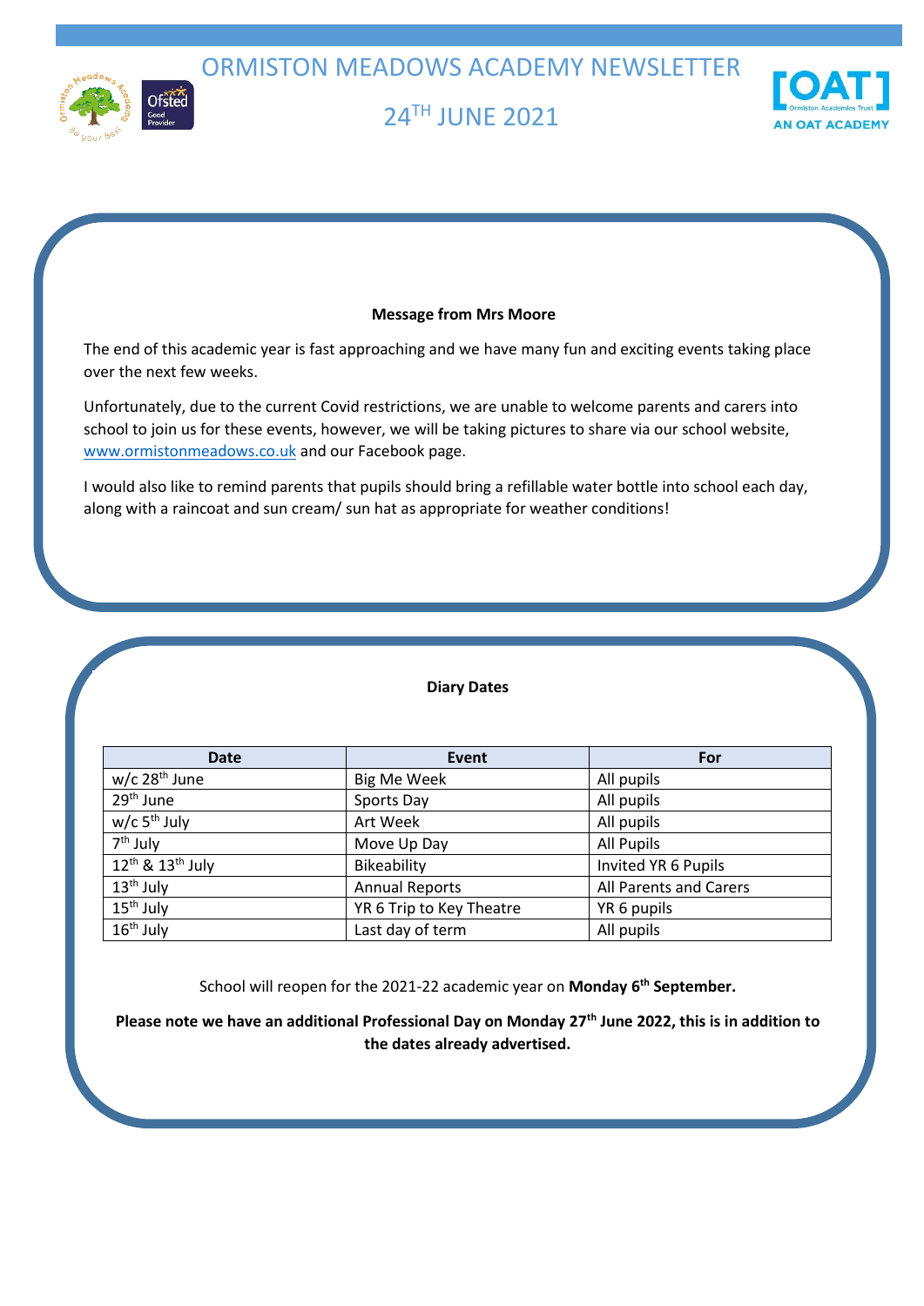# ORMISTON MEADOWS ACADEMY NEWSLETTER

## 24TH JUNE 2021

### Message from Mrs Moore

The end of this academic year is fast approaching and we have many fun and exciting events taking place over the next few weeks.

Unfortunately, due to the current Covid restrictions, we are unable to welcome parents and carers into school to join us for these events, however, we will be taking pictures to share via our school website, www.ormistonmeadows.co.uk and our Facebook page.

I would also like to remind parents that pupils should bring a refillable water bottle into school each day, along with a raincoat and sun cream/ sun hat as appropriate for weather conditions!

### Diary Dates

| Date | Event | For |
|---|---|---|
| w/c 28th June | Big Me Week | All pupils |
| 29th June | Sports Day | All pupils |
| w/c 5th July | Art Week | All pupils |
| 7th July | Move Up Day | All Pupils |
| 12th & 13th July | Bikeability | Invited YR 6 Pupils |
| 13th July | Annual Reports | All Parents and Carers |
| 15th July | YR 6 Trip to Key Theatre | YR 6 pupils |
| 16th July | Last day of term | All pupils |

School will reopen for the 2021-22 academic year on **Monday 6th September.**

**Please note we have an additional Professional Day on Monday 27th June 2022, this is in addition to the dates already advertised.**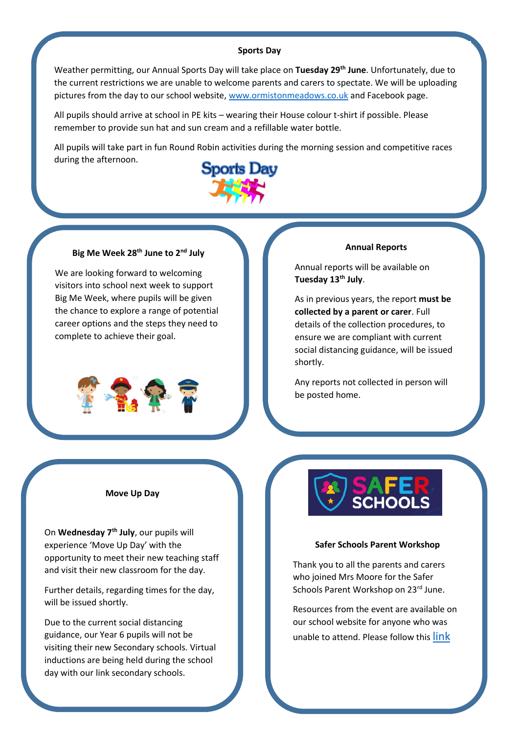## Sports Day

Weather permitting, our Annual Sports Day will take place on **Tuesday 29th June**. Unfortunately, due to the current restrictions we are unable to welcome parents and carers to spectate. We will be uploading pictures from the day to our school website, www.ormistonmeadows.co.uk and Facebook page.

All pupils should arrive at school in PE kits – wearing their House colour t-shirt if possible. Please remember to provide sun hat and sun cream and a refillable water bottle.

All pupils will take part in fun Round Robin activities during the morning session and competitive races during the afternoon.

## Big Me Week 28th June to 2nd July

We are looking forward to welcoming visitors into school next week to support Big Me Week, where pupils will be given the chance to explore a range of potential career options and the steps they need to complete to achieve their goal.

## Annual Reports

Annual reports will be available on **Tuesday 13th July**.

As in previous years, the report **must be collected by a parent or carer**. Full details of the collection procedures, to ensure we are compliant with current social distancing guidance, will be issued shortly.

Any reports not collected in person will be posted home.

## Move Up Day

On **Wednesday 7th July**, our pupils will experience 'Move Up Day' with the opportunity to meet their new teaching staff and visit their new classroom for the day.

Further details, regarding times for the day, will be issued shortly.

Due to the current social distancing guidance, our Year 6 pupils will not be visiting their new Secondary schools. Virtual inductions are being held during the school day with our link secondary schools.

## Safer Schools Parent Workshop

Thank you to all the parents and carers who joined Mrs Moore for the Safer Schools Parent Workshop on 23rd June.

Resources from the event are available on our school website for anyone who was unable to attend. Please follow this link